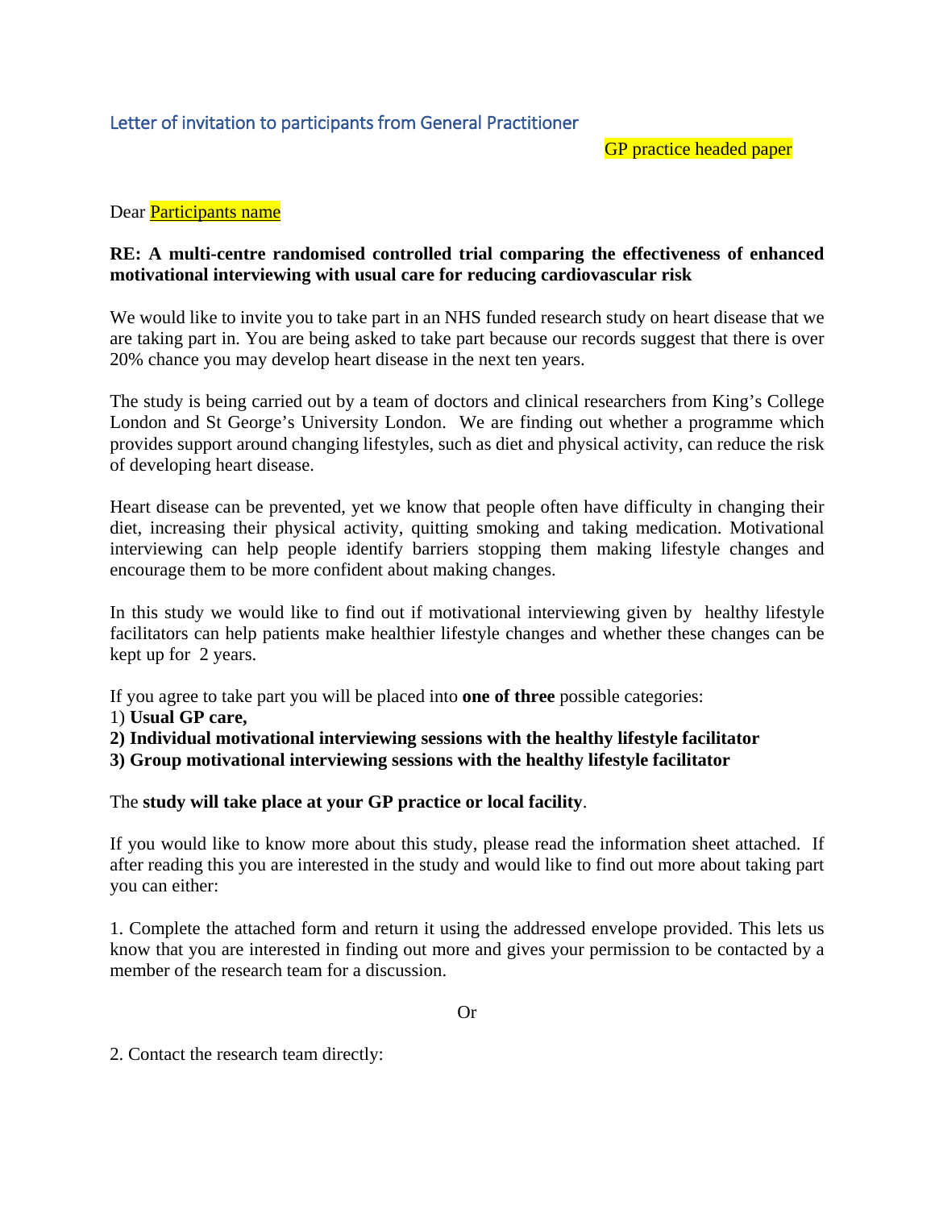Letter of invitation to participants from General Practitioner

GP practice headed paper

Dear Participants name

**RE: A multi-centre randomised controlled trial comparing the effectiveness of enhanced motivational interviewing with usual care for reducing cardiovascular risk**

We would like to invite you to take part in an NHS funded research study on heart disease that we are taking part in. You are being asked to take part because our records suggest that there is over 20% chance you may develop heart disease in the next ten years.

The study is being carried out by a team of doctors and clinical researchers from King's College London and St George's University London. We are finding out whether a programme which provides support around changing lifestyles, such as diet and physical activity, can reduce the risk of developing heart disease.

Heart disease can be prevented, yet we know that people often have difficulty in changing their diet, increasing their physical activity, quitting smoking and taking medication. Motivational interviewing can help people identify barriers stopping them making lifestyle changes and encourage them to be more confident about making changes.

In this study we would like to find out if motivational interviewing given by healthy lifestyle facilitators can help patients make healthier lifestyle changes and whether these changes can be kept up for 2 years.

If you agree to take part you will be placed into **one of three** possible categories:
1) **Usual GP care,**
**2) Individual motivational interviewing sessions with the healthy lifestyle facilitator**
**3) Group motivational interviewing sessions with the healthy lifestyle facilitator**

The **study will take place at your GP practice or local facility**.

If you would like to know more about this study, please read the information sheet attached. If after reading this you are interested in the study and would like to find out more about taking part you can either:

1. Complete the attached form and return it using the addressed envelope provided. This lets us know that you are interested in finding out more and gives your permission to be contacted by a member of the research team for a discussion.

Or

2. Contact the research team directly: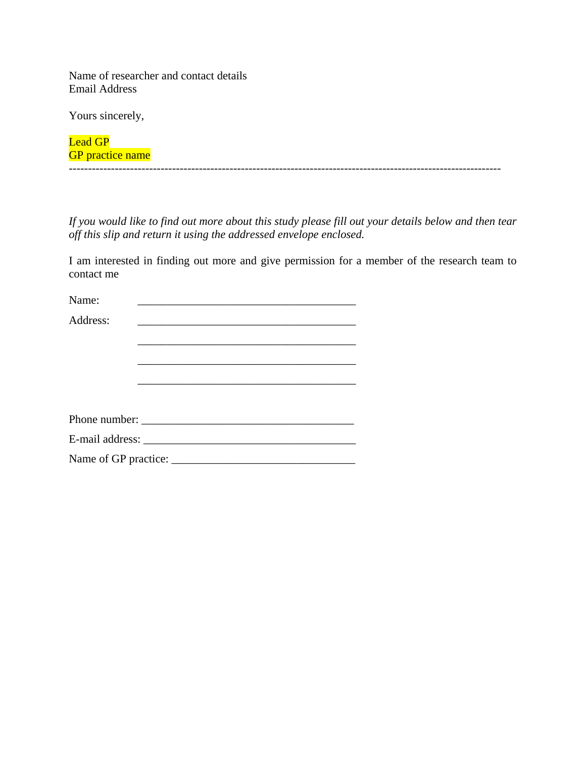Name of researcher and contact details
Email Address

Yours sincerely,

Lead GP
GP practice name

---

*If you would like to find out more about this study please fill out your details below and then tear off this slip and return it using the addressed envelope enclosed.*

I am interested in finding out more and give permission for a member of the research team to contact me

Name: _______________________________________

Address: _______________________________________

_______________________________________

_______________________________________

_______________________________________

Phone number: ______________________________________

E-mail address: ______________________________________

Name of GP practice: _________________________________